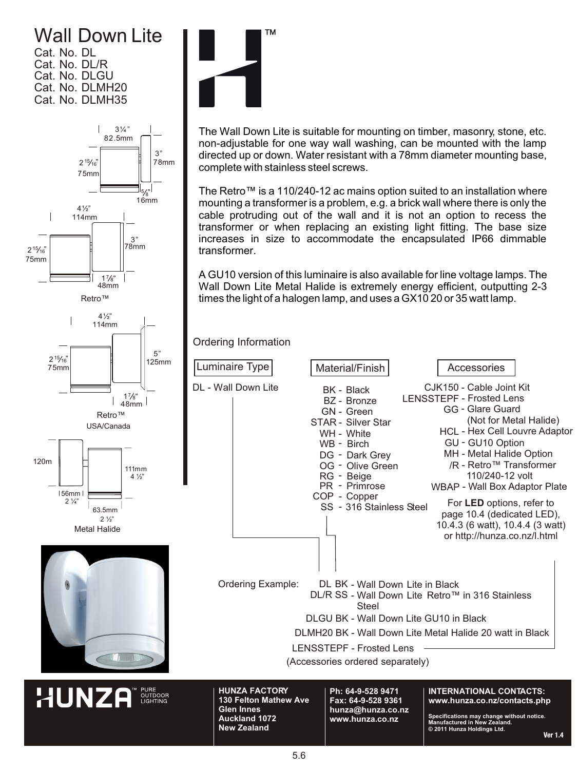# Wall Down Lite

Cat. No. DL
Cat. No. DL/R
Cat. No. DLGU
Cat. No. DLMH20
Cat. No. DLMH35

3¼" 82.5mm
3" 78mm
2 15/16" 75mm
5/8" 16mm

4½" 114mm
3" 78mm
2 15/16" 75mm
1⅞" 48mm
Retro™

4½" 114mm
5" 125mm
2 15/16" 75mm
1⅞" 48mm
Retro™
USA/Canada

120m
111mm 4 ½"
56mm 2 ¼"
63.5mm 2 ½"
Metal Halide

The Wall Down Lite is suitable for mounting on timber, masonry, stone, etc. non-adjustable for one way wall washing, can be mounted with the lamp directed up or down. Water resistant with a 78mm diameter mounting base, complete with stainless steel screws.

The Retro™ is a 110/240-12 ac mains option suited to an installation where mounting a transformer is a problem, e.g. a brick wall where there is only the cable protruding out of the wall and it is not an option to recess the transformer or when replacing an existing light fitting. The base size increases in size to accommodate the encapsulated IP66 dimmable transformer.

A GU10 version of this luminaire is also available for line voltage lamps. The Wall Down Lite Metal Halide is extremely energy efficient, outputting 2-3 times the light of a halogen lamp, and uses a GX10 20 or 35 watt lamp.

## Ordering Information

**Luminaire Type**

DL - Wall Down Lite

**Material/Finish**

- BK - Black
- BZ - Bronze
- GN - Green
- STAR - Silver Star
- WH - White
- WB - Birch
- DG - Dark Grey
- OG - Olive Green
- RG - Beige
- PR - Primrose
- COP - Copper
- SS - 316 Stainless Steel

**Accessories**

- CJK150 - Cable Joint Kit
- LENSSTEPF - Frosted Lens
- GG - Glare Guard (Not for Metal Halide)
- HCL - Hex Cell Louvre Adaptor
- GU - GU10 Option
- MH - Metal Halide Option
- /R - Retro™ Transformer 110/240-12 volt
- WBAP - Wall Box Adaptor Plate

For **LED** options, refer to page 10.4 (dedicated LED), 10.4.3 (6 watt), 10.4.4 (3 watt) or http://hunza.co.nz/l.html

Ordering Example:

- DL BK - Wall Down Lite in Black
- DL/R SS - Wall Down Lite Retro™ in 316 Stainless Steel
- DLGU BK - Wall Down Lite GU10 in Black
- DLMH20 BK - Wall Down Lite Metal Halide 20 watt in Black
- LENSSTEPF - Frosted Lens

(Accessories ordered separately)

HUNZA™ PURE OUTDOOR LIGHTING

**HUNZA FACTORY**
**130 Felton Mathew Ave**
**Glen Innes**
**Auckland 1072**
**New Zealand**

**Ph: 64-9-528 9471**
**Fax: 64-9-528 9361**
**hunza@hunza.co.nz**
**www.hunza.co.nz**

**INTERNATIONAL CONTACTS:**
**www.hunza.co.nz/contacts.php**

**Specifications may change without notice.**
**Manufactured in New Zealand.**
**© 2011 Hunza Holdings Ltd.**

**Ver 1.4**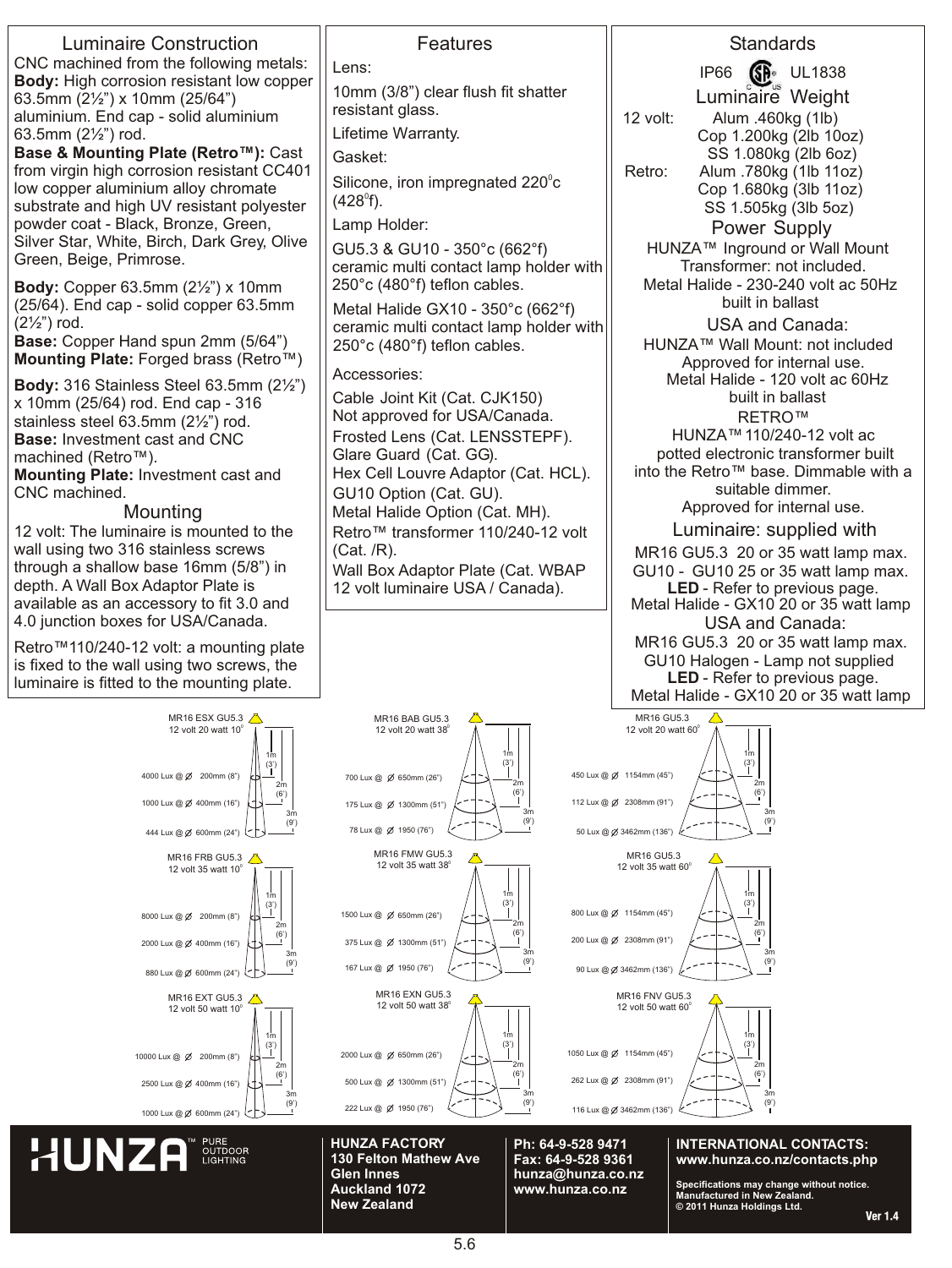## Luminaire Construction

CNC machined from the following metals:
**Body:** High corrosion resistant low copper 63.5mm (2½") x 10mm (25/64") aluminium. End cap - solid aluminium 63.5mm (2½") rod.
**Base & Mounting Plate (Retro™):** Cast from virgin high corrosion resistant CC401 low copper aluminium alloy chromate substrate and high UV resistant polyester powder coat - Black, Bronze, Green, Silver Star, White, Birch, Dark Grey, Olive Green, Beige, Primrose.

**Body:** Copper 63.5mm (2½") x 10mm (25/64). End cap - solid copper 63.5mm (2½") rod.
**Base:** Copper Hand spun 2mm (5/64")
**Mounting Plate:** Forged brass (Retro™)

**Body:** 316 Stainless Steel 63.5mm (2½") x 10mm (25/64) rod. End cap - 316 stainless steel 63.5mm (2½") rod.
**Base:** Investment cast and CNC machined (Retro™).
**Mounting Plate:** Investment cast and CNC machined.

### Mounting

12 volt: The luminaire is mounted to the wall using two 316 stainless screws through a shallow base 16mm (5/8") in depth. A Wall Box Adaptor Plate is available as an accessory to fit 3.0 and 4.0 junction boxes for USA/Canada.

Retro™110/240-12 volt: a mounting plate is fixed to the wall using two screws, the luminaire is fitted to the mounting plate.

## Features

Lens:

10mm (3/8") clear flush fit shatter resistant glass.

Lifetime Warranty.

Gasket:

Silicone, iron impregnated 220°c (428°f).

Lamp Holder:

GU5.3 & GU10 - 350°c (662°f) ceramic multi contact lamp holder with 250°c (480°f) teflon cables.

Metal Halide GX10 - 350°c (662°f) ceramic multi contact lamp holder with 250°c (480°f) teflon cables.

Accessories:

Cable Joint Kit (Cat. CJK150)
Not approved for USA/Canada.
Frosted Lens (Cat. LENSSTEPF).
Glare Guard (Cat. GG).
Hex Cell Louvre Adaptor (Cat. HCL).
GU10 Option (Cat. GU).
Metal Halide Option (Cat. MH).
Retro™ transformer 110/240-12 volt (Cat. /R).
Wall Box Adaptor Plate (Cat. WBAP 12 volt luminaire USA / Canada).

## Standards

IP66 UL1838

### Luminaire Weight

12 volt: Alum .460kg (1lb)
Cop 1.200kg (2lb 10oz)
SS 1.080kg (2lb 6oz)

Retro: Alum .780kg (1lb 11oz)
Cop 1.680kg (3lb 11oz)
SS 1.505kg (3lb 5oz)

### Power Supply

HUNZA™ Inground or Wall Mount Transformer: not included.
Metal Halide - 230-240 volt ac 50Hz built in ballast

USA and Canada:
HUNZA™ Wall Mount: not included
Approved for internal use.
Metal Halide - 120 volt ac 60Hz built in ballast

RETRO™
HUNZA™ 110/240-12 volt ac potted electronic transformer built into the Retro™ base. Dimmable with a suitable dimmer.
Approved for internal use.

### Luminaire: supplied with

MR16 GU5.3 20 or 35 watt lamp max.
GU10 - GU10 25 or 35 watt lamp max.
**LED** - Refer to previous page.
Metal Halide - GX10 20 or 35 watt lamp

USA and Canada:
MR16 GU5.3 20 or 35 watt lamp max.
GU10 Halogen - Lamp not supplied
**LED** - Refer to previous page.
Metal Halide - GX10 20 or 35 watt lamp

MR16 ESX GU5.3
12 volt 20 watt 10°
4000 Lux @ Ø 200mm (8")
1000 Lux @ Ø 400mm (16")
444 Lux @ Ø 600mm (24")
1m (3') 2m (6') 3m (9')

MR16 BAB GU5.3
12 volt 20 watt 38°
700 Lux @ Ø 650mm (26")
175 Lux @ Ø 1300mm (51")
78 Lux @ Ø 1950 (76")
1m (3') 2m (6') 3m (9')

MR16 GU5.3
12 volt 20 watt 60°
450 Lux @ Ø 1154mm (45")
112 Lux @ Ø 2308mm (91")
50 Lux @ Ø 3462mm (136")
1m (3') 2m (6') 3m (9')

MR16 FRB GU5.3
12 volt 35 watt 10°
8000 Lux @ Ø 200mm (8")
2000 Lux @ Ø 400mm (16")
880 Lux @ Ø 600mm (24")
1m (3') 2m (6') 3m (9')

MR16 FMW GU5.3
12 volt 35 watt 38°
1500 Lux @ Ø 650mm (26")
375 Lux @ Ø 1300mm (51")
167 Lux @ Ø 1950 (76")
1m (3') 2m (6') 3m (9')

MR16 GU5.3
12 volt 35 watt 60°
800 Lux @ Ø 1154mm (45")
200 Lux @ Ø 2308mm (91")
90 Lux @ Ø 3462mm (136")
1m (3') 2m (6') 3m (9')

MR16 EXT GU5.3
12 volt 50 watt 10°
10000 Lux @ Ø 200mm (8")
2500 Lux @ Ø 400mm (16")
1000 Lux @ Ø 600mm (24")
1m (3') 2m (6') 3m (9')

MR16 EXN GU5.3
12 volt 50 watt 38°
2000 Lux @ Ø 650mm (26")
500 Lux @ Ø 1300mm (51")
222 Lux @ Ø 1950 (76")
1m (3') 2m (6') 3m (9')

MR16 FNV GU5.3
12 volt 50 watt 60°
1050 Lux @ Ø 1154mm (45")
262 Lux @ Ø 2308mm (91")
116 Lux @ Ø 3462mm (136")
1m (3') 2m (6') 3m (9')

HUNZA™ PURE OUTDOOR LIGHTING

**HUNZA FACTORY**
**130 Felton Mathew Ave**
**Glen Innes**
**Auckland 1072**
**New Zealand**

**Ph: 64-9-528 9471**
**Fax: 64-9-528 9361**
**hunza@hunza.co.nz**
**www.hunza.co.nz**

**INTERNATIONAL CONTACTS:**
**www.hunza.co.nz/contacts.php**

**Specifications may change without notice.**
**Manufactured in New Zealand.**
**© 2011 Hunza Holdings Ltd.**

Ver 1.4